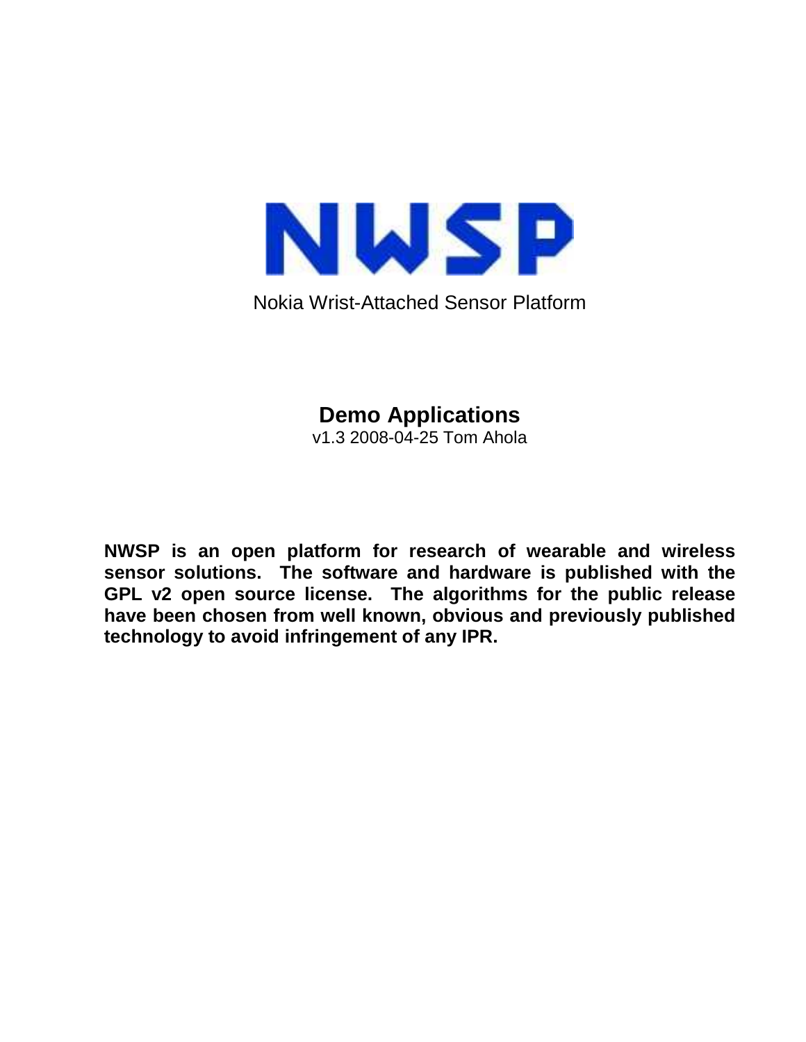# NWSP

Nokia Wrist-Attached Sensor Platform

## Demo Applications

v1.3 2008-04-25 Tom Ahola

**NWSP is an open platform for research of wearable and wireless sensor solutions. The software and hardware is published with the GPL v2 open source license. The algorithms for the public release have been chosen from well known, obvious and previously published technology to avoid infringement of any IPR.**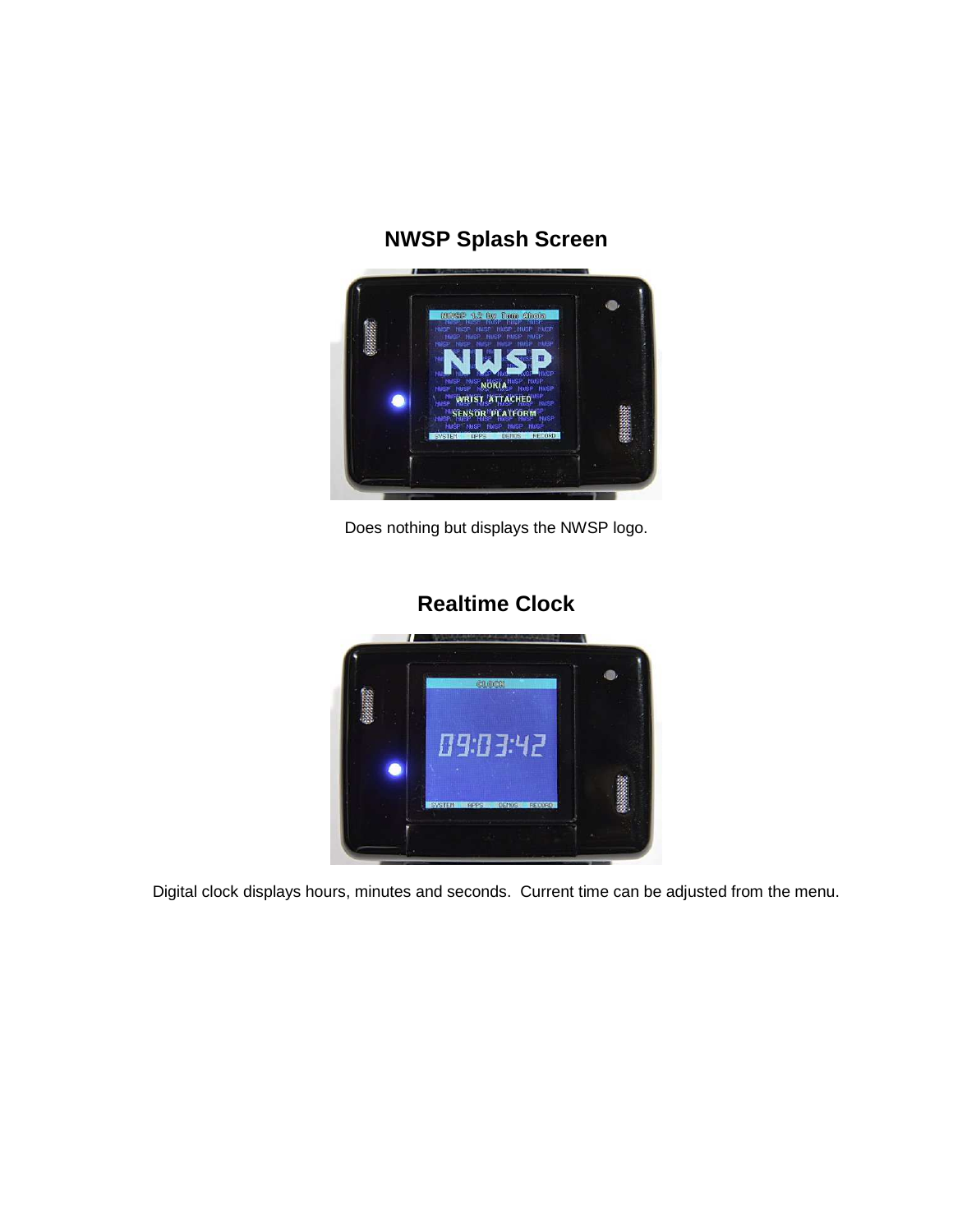## NWSP Splash Screen

Does nothing but displays the NWSP logo.

## Realtime Clock

Digital clock displays hours, minutes and seconds. Current time can be adjusted from the menu.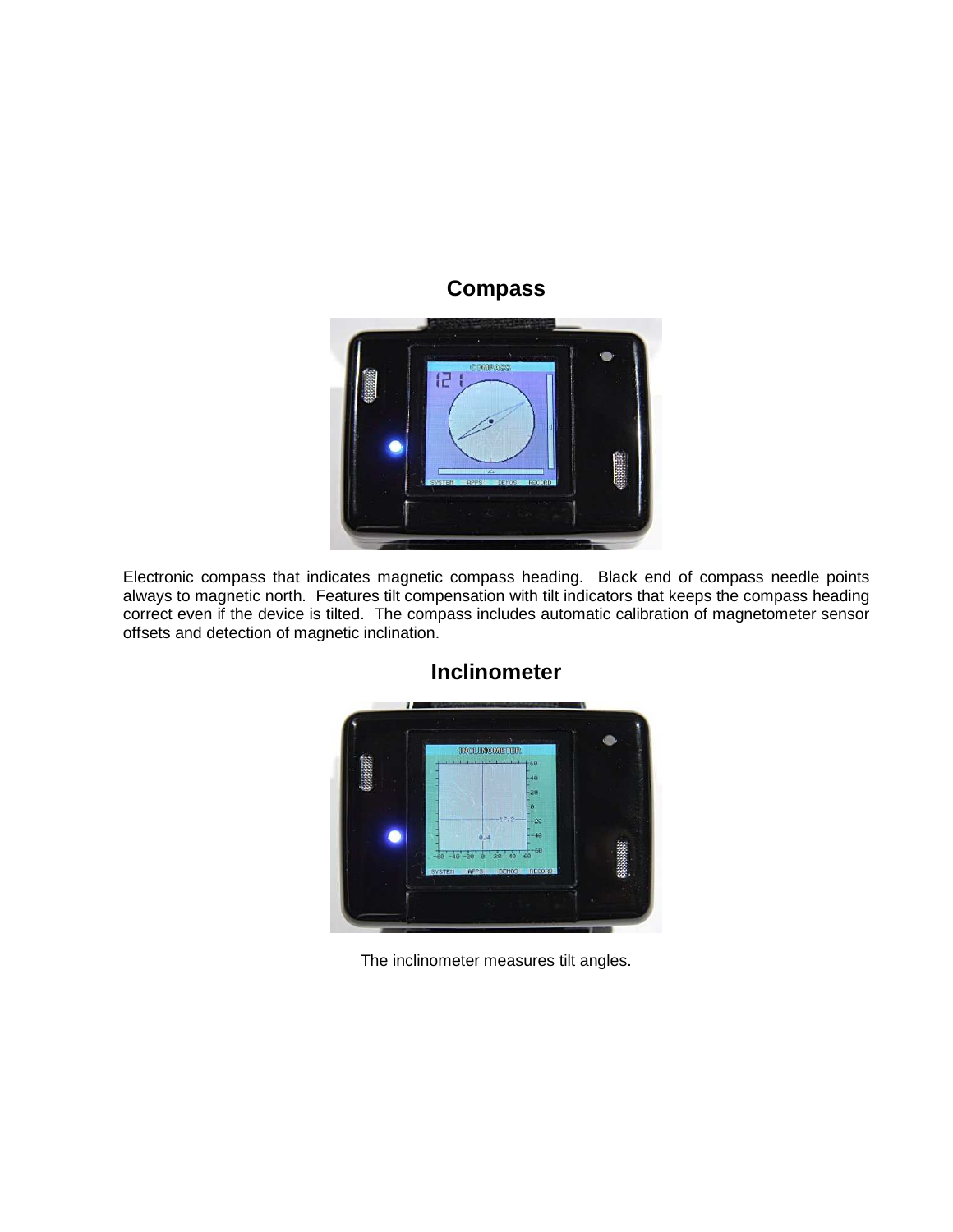## Compass

Electronic compass that indicates magnetic compass heading. Black end of compass needle points always to magnetic north. Features tilt compensation with tilt indicators that keeps the compass heading correct even if the device is tilted. The compass includes automatic calibration of magnetometer sensor offsets and detection of magnetic inclination.

## Inclinometer

The inclinometer measures tilt angles.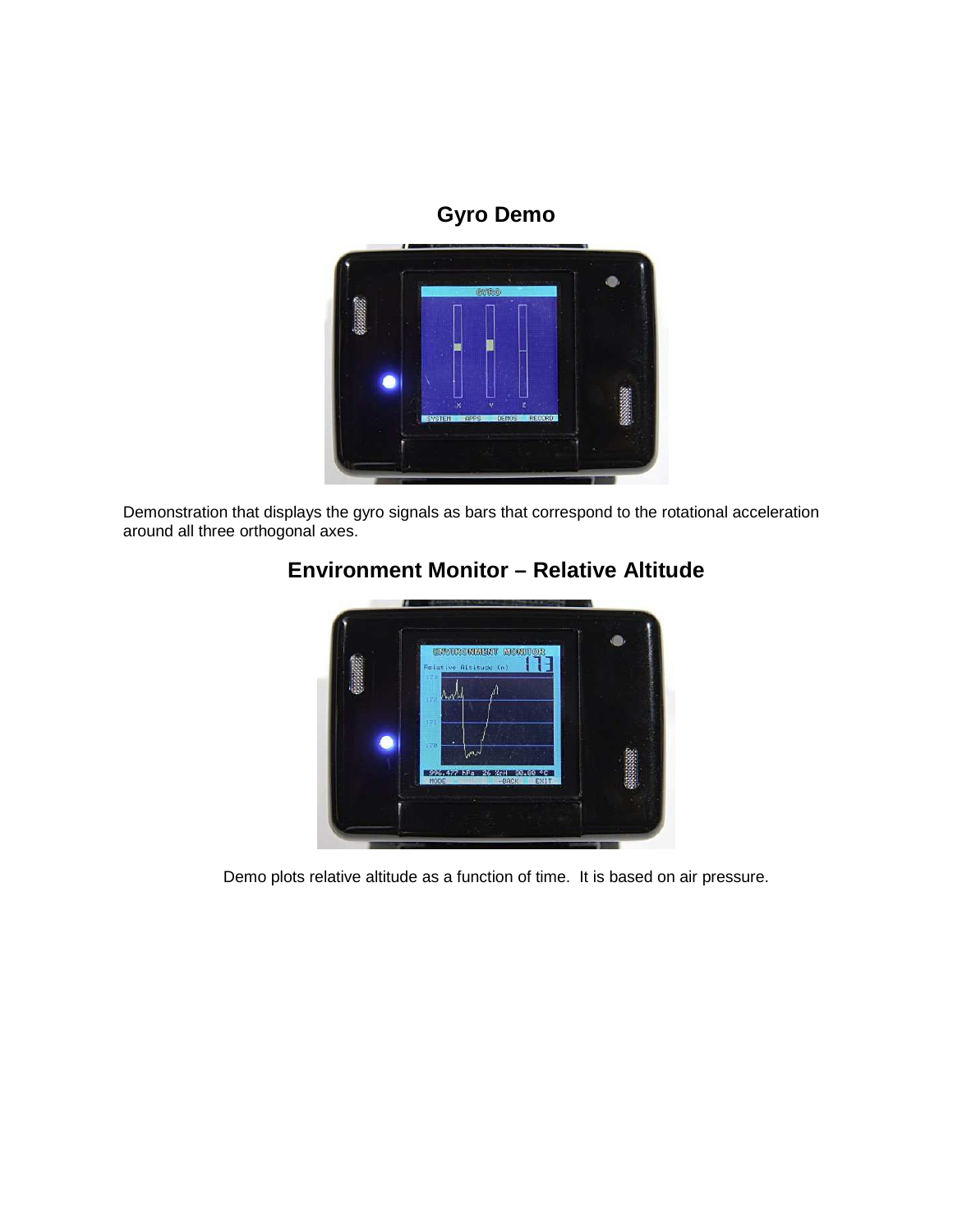## Gyro Demo

Demonstration that displays the gyro signals as bars that correspond to the rotational acceleration around all three orthogonal axes.

## Environment Monitor – Relative Altitude

Demo plots relative altitude as a function of time. It is based on air pressure.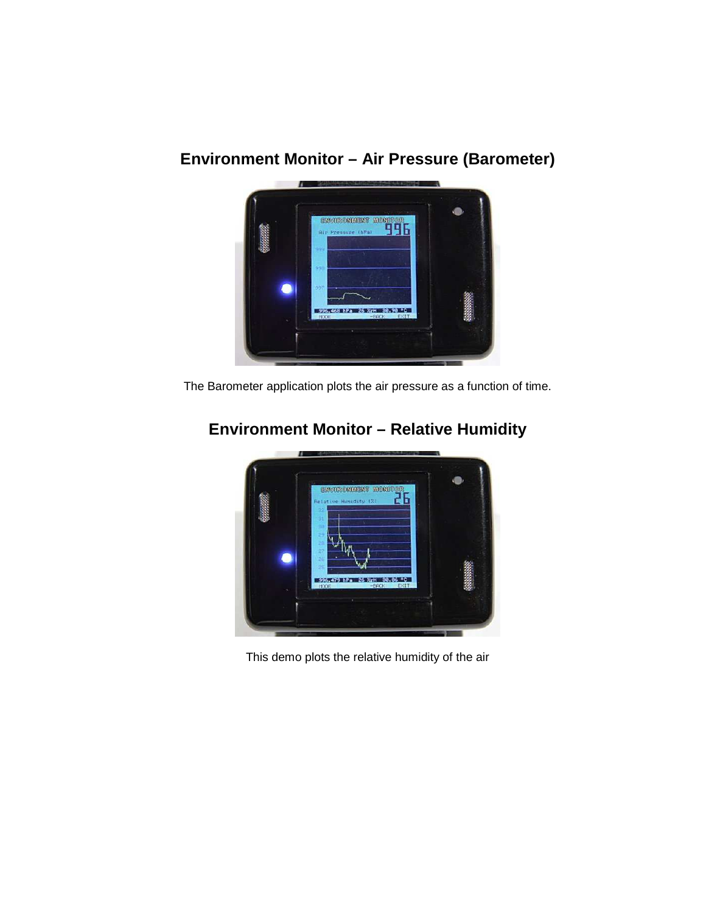## Environment Monitor – Air Pressure (Barometer)

The Barometer application plots the air pressure as a function of time.

## Environment Monitor – Relative Humidity

This demo plots the relative humidity of the air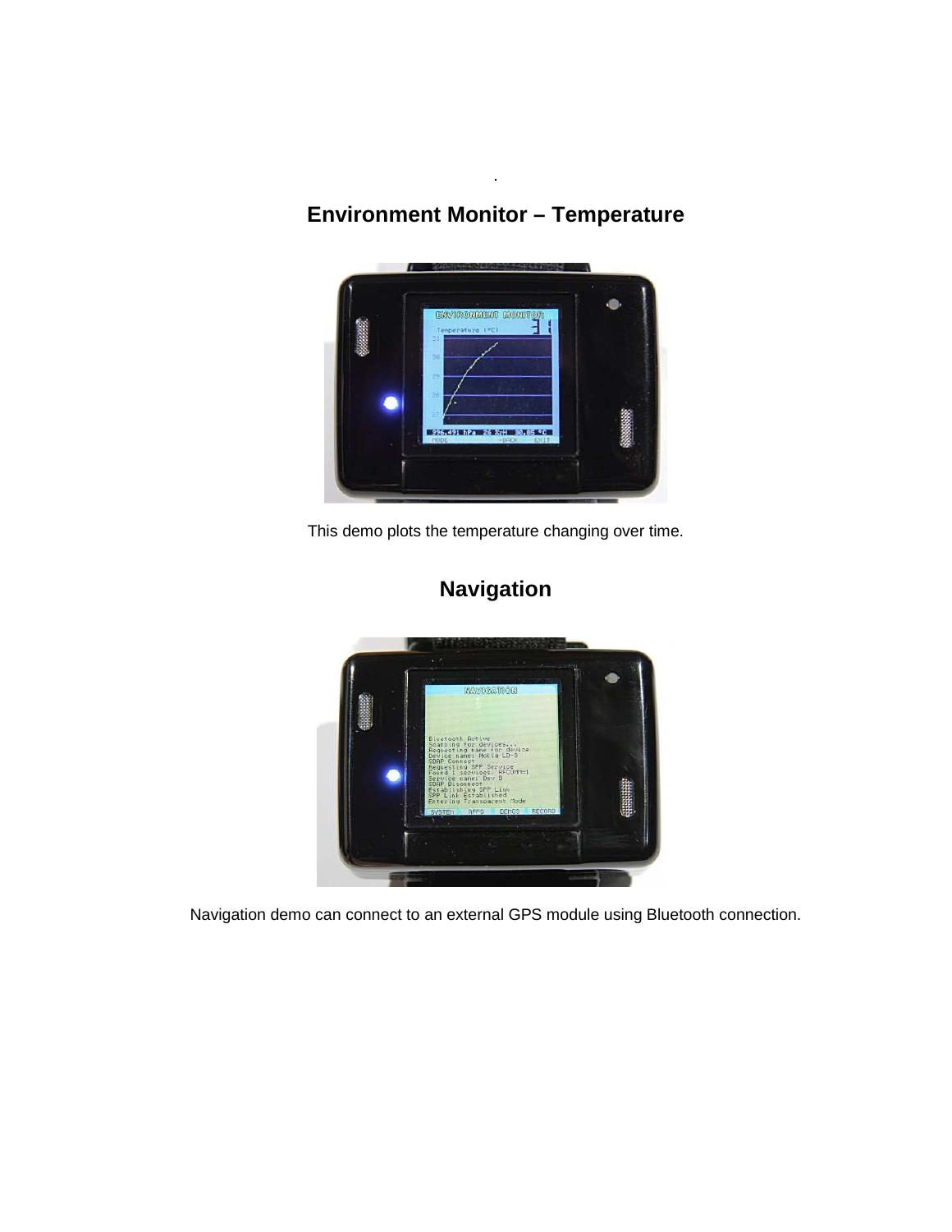.

## Environment Monitor – Temperature

This demo plots the temperature changing over time.

## Navigation

Navigation demo can connect to an external GPS module using Bluetooth connection.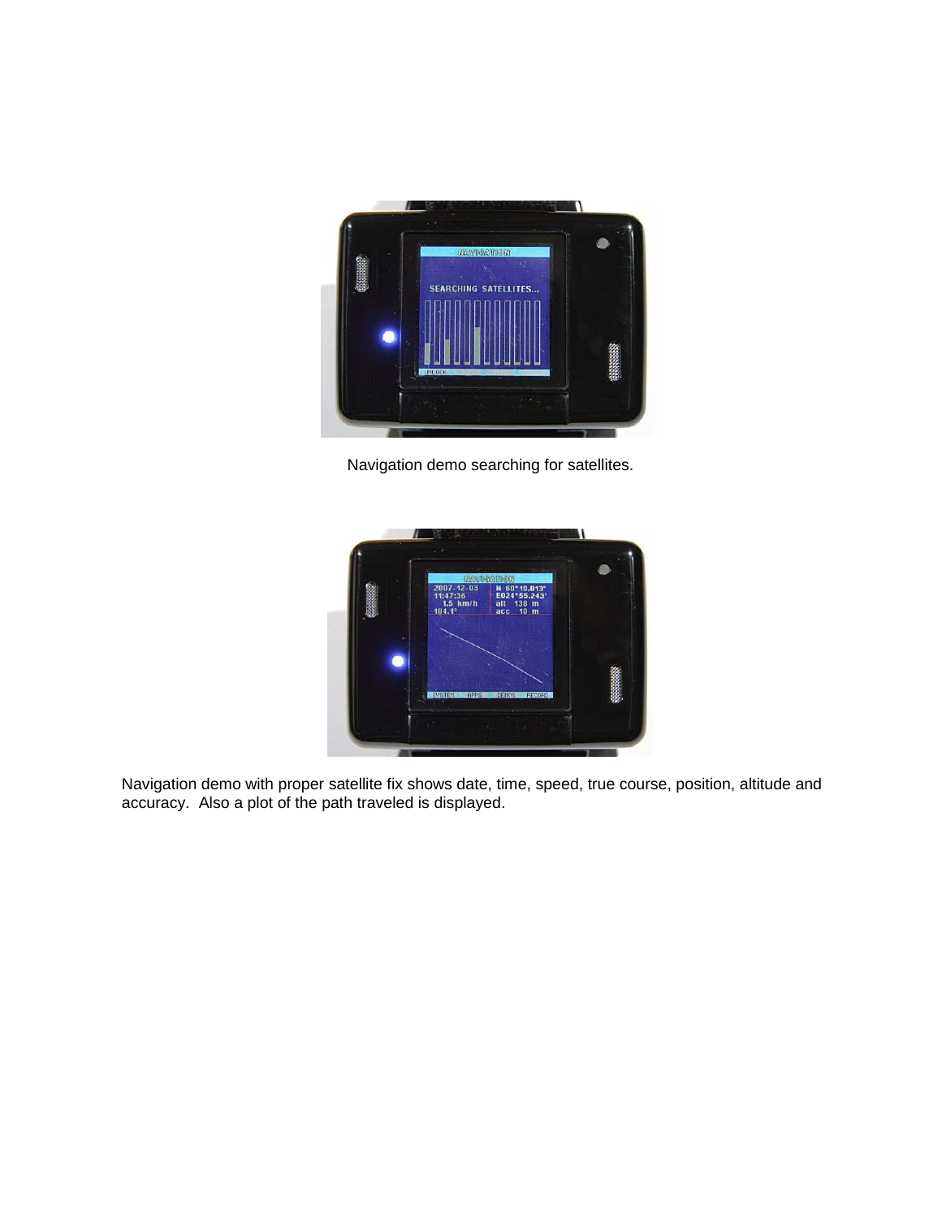Navigation demo searching for satellites.

Navigation demo with proper satellite fix shows date, time, speed, true course, position, altitude and accuracy. Also a plot of the path traveled is displayed.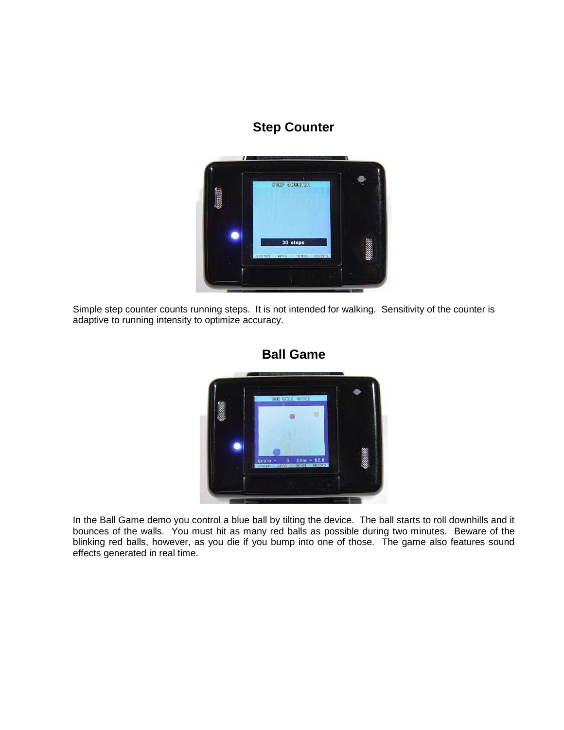## Step Counter

Simple step counter counts running steps. It is not intended for walking. Sensitivity of the counter is adaptive to running intensity to optimize accuracy.

## Ball Game

In the Ball Game demo you control a blue ball by tilting the device. The ball starts to roll downhills and it bounces of the walls. You must hit as many red balls as possible during two minutes. Beware of the blinking red balls, however, as you die if you bump into one of those. The game also features sound effects generated in real time.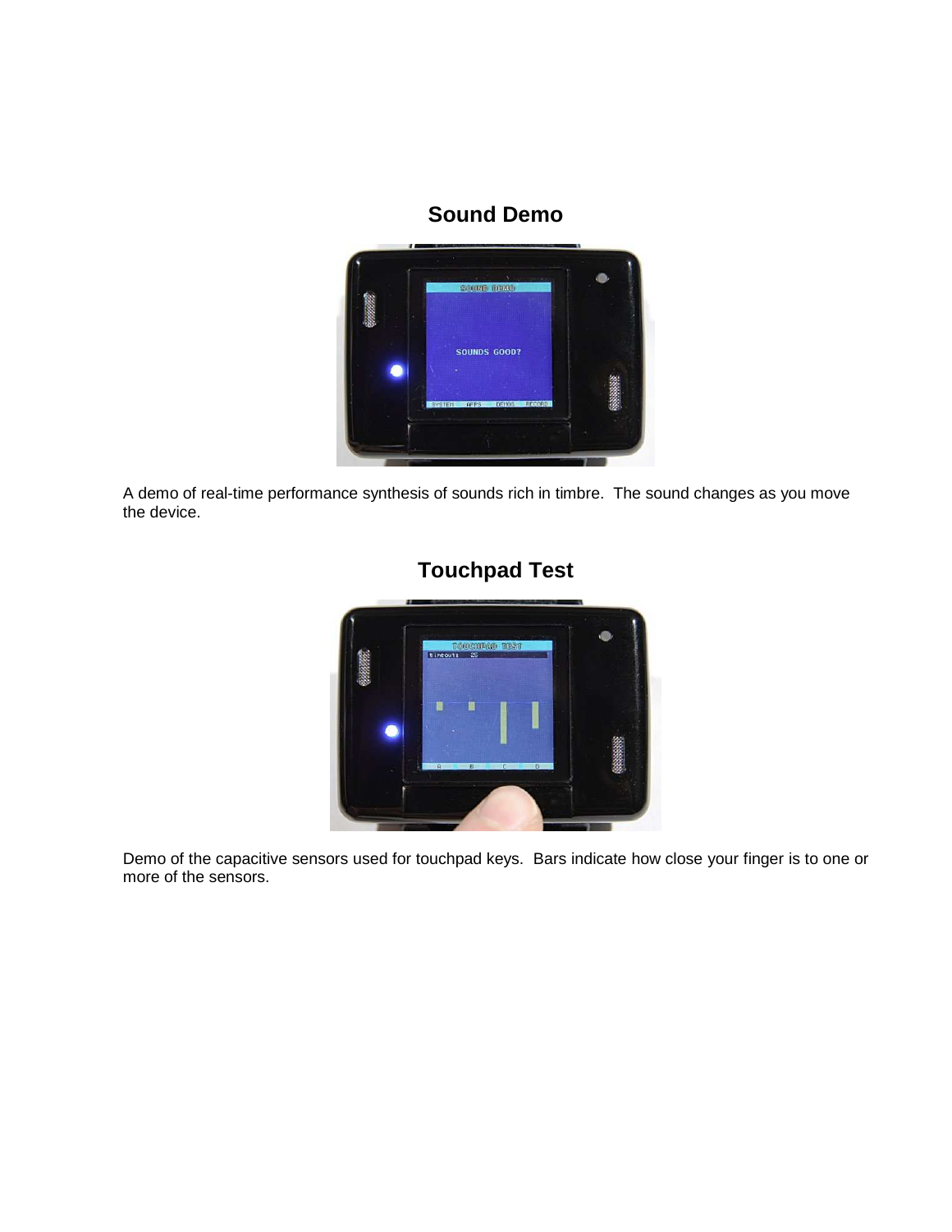## Sound Demo

A demo of real-time performance synthesis of sounds rich in timbre. The sound changes as you move the device.

## Touchpad Test

Demo of the capacitive sensors used for touchpad keys. Bars indicate how close your finger is to one or more of the sensors.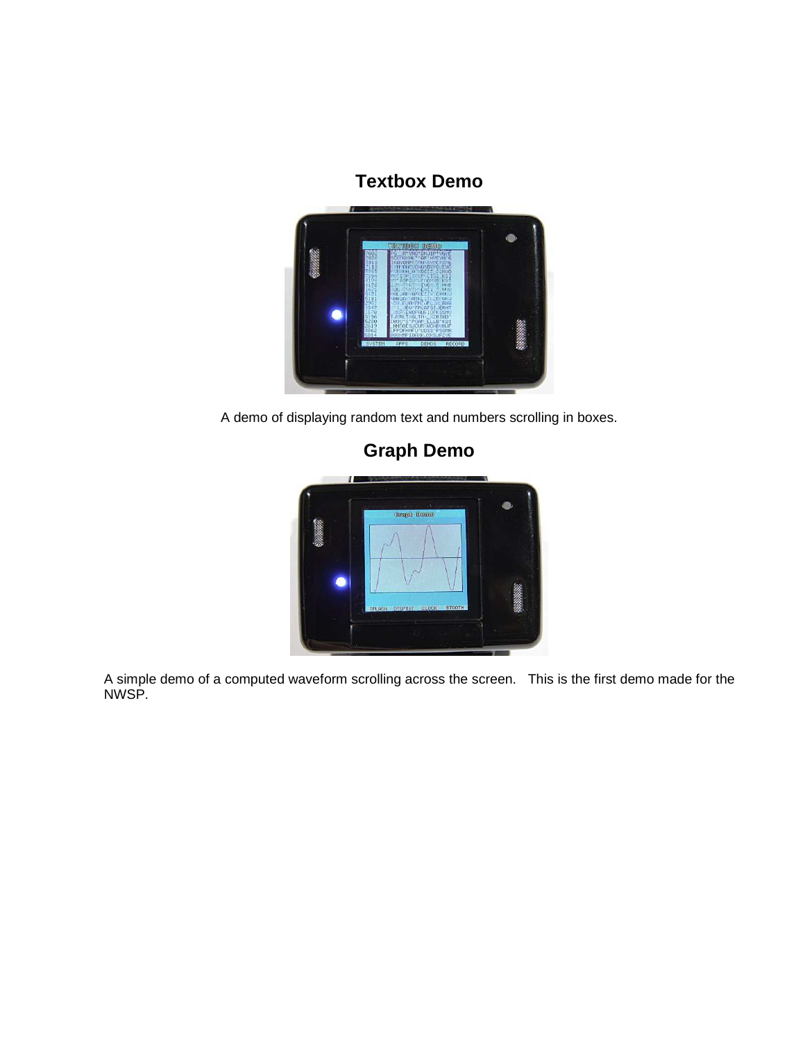## Textbox Demo

A demo of displaying random text and numbers scrolling in boxes.

## Graph Demo

A simple demo of a computed waveform scrolling across the screen. This is the first demo made for the NWSP.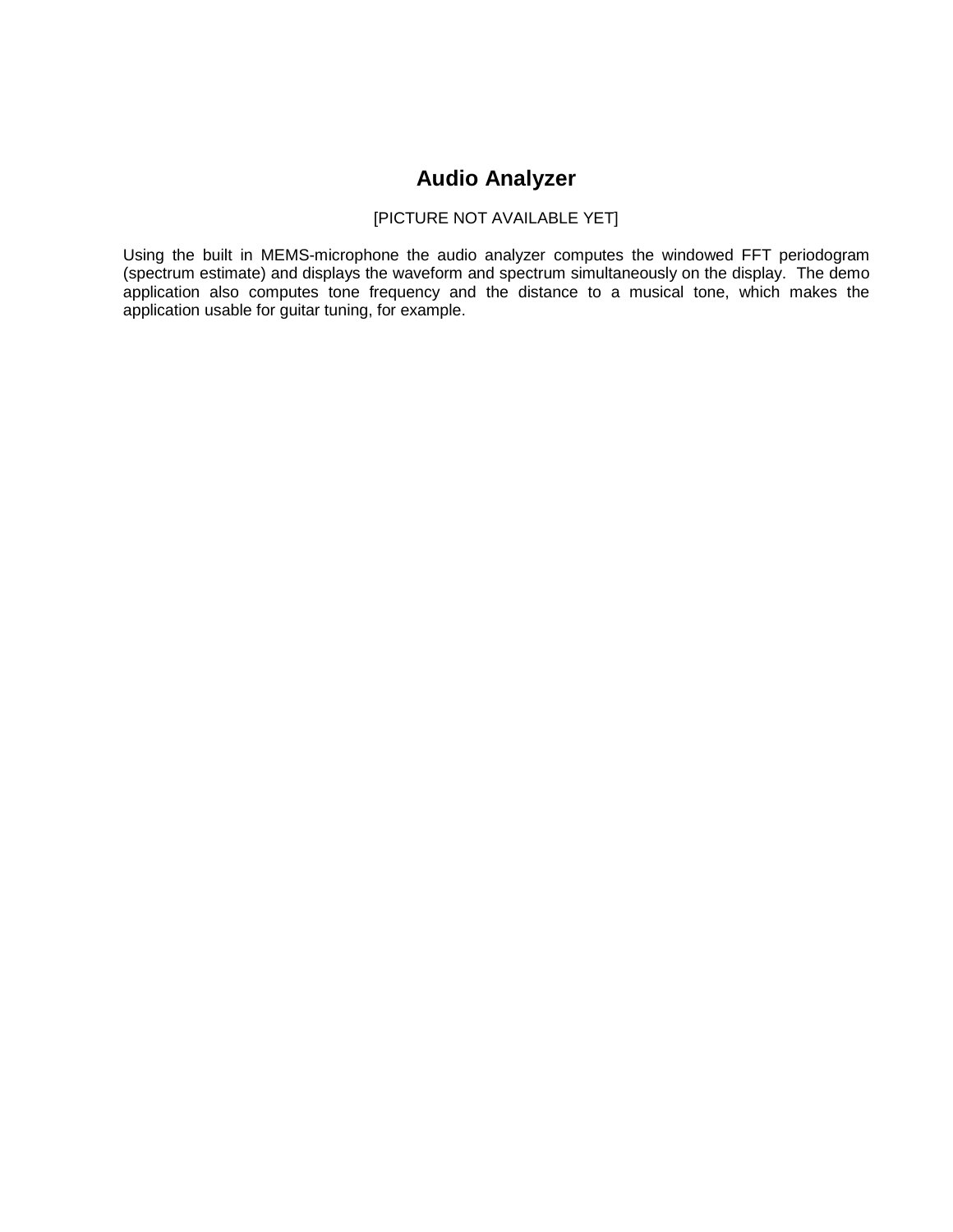## Audio Analyzer

[PICTURE NOT AVAILABLE YET]

Using the built in MEMS-microphone the audio analyzer computes the windowed FFT periodogram (spectrum estimate) and displays the waveform and spectrum simultaneously on the display. The demo application also computes tone frequency and the distance to a musical tone, which makes the application usable for guitar tuning, for example.